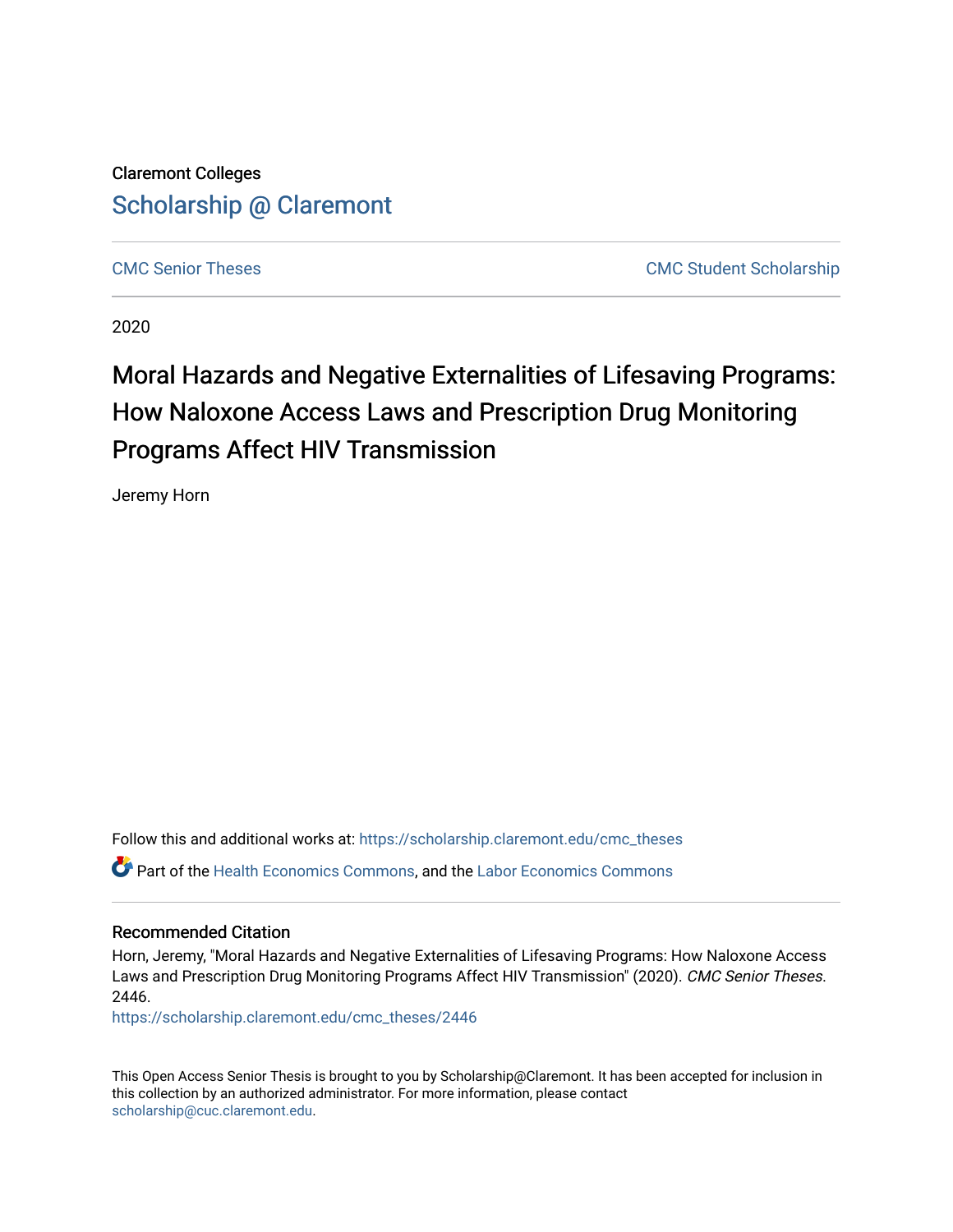Claremont Colleges

## Scholarship @ Claremont

CMC Senior Theses | CMC Student Scholarship

2020

# Moral Hazards and Negative Externalities of Lifesaving Programs: How Naloxone Access Laws and Prescription Drug Monitoring Programs Affect HIV Transmission

Jeremy Horn

Follow this and additional works at: https://scholarship.claremont.edu/cmc_theses

Part of the Health Economics Commons, and the Labor Economics Commons

### Recommended Citation

Horn, Jeremy, "Moral Hazards and Negative Externalities of Lifesaving Programs: How Naloxone Access Laws and Prescription Drug Monitoring Programs Affect HIV Transmission" (2020). *CMC Senior Theses*. 2446.
https://scholarship.claremont.edu/cmc_theses/2446

This Open Access Senior Thesis is brought to you by Scholarship@Claremont. It has been accepted for inclusion in this collection by an authorized administrator. For more information, please contact scholarship@cuc.claremont.edu.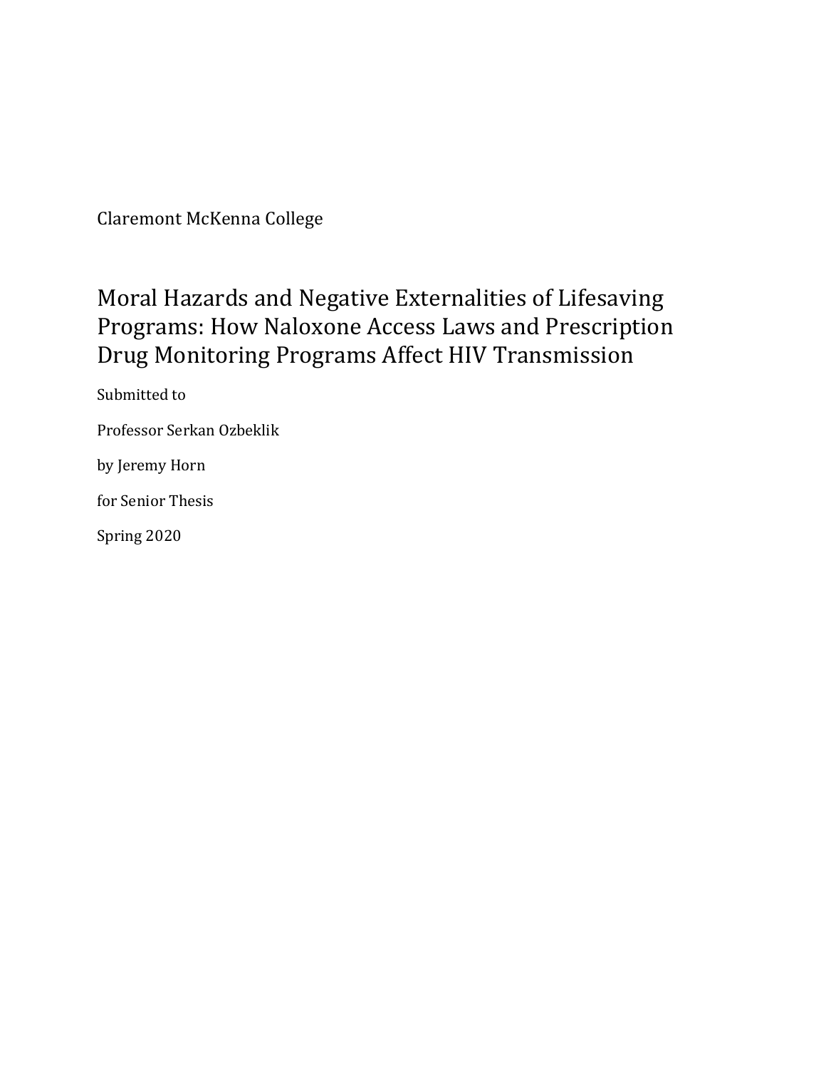Claremont McKenna College

# Moral Hazards and Negative Externalities of Lifesaving Programs: How Naloxone Access Laws and Prescription Drug Monitoring Programs Affect HIV Transmission

Submitted to

Professor Serkan Ozbeklik

by Jeremy Horn

for Senior Thesis

Spring 2020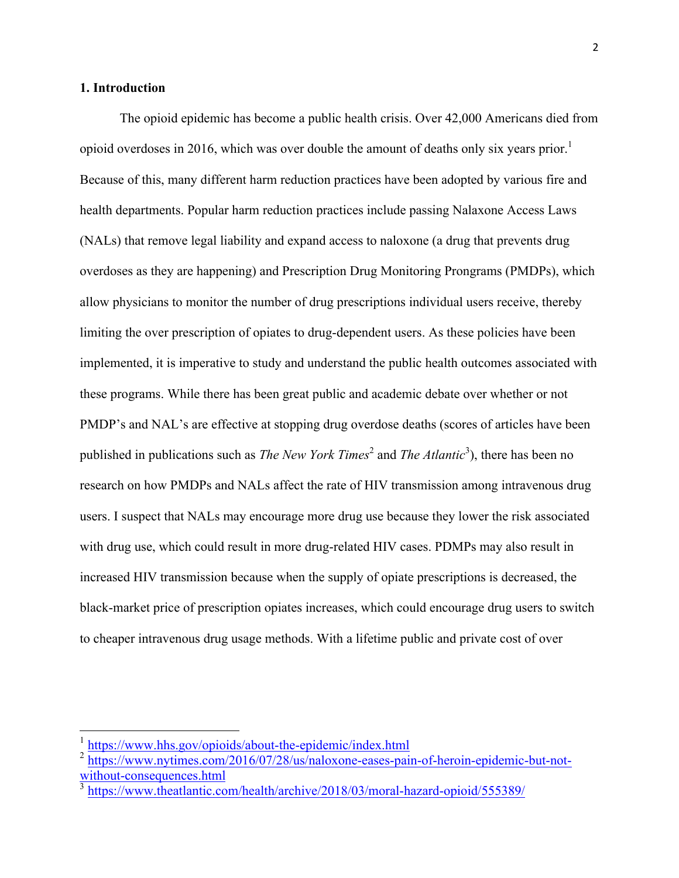## 1. Introduction

The opioid epidemic has become a public health crisis. Over 42,000 Americans died from opioid overdoses in 2016, which was over double the amount of deaths only six years prior.[1] Because of this, many different harm reduction practices have been adopted by various fire and health departments. Popular harm reduction practices include passing Nalaxone Access Laws (NALs) that remove legal liability and expand access to naloxone (a drug that prevents drug overdoses as they are happening) and Prescription Drug Monitoring Prongrams (PMDPs), which allow physicians to monitor the number of drug prescriptions individual users receive, thereby limiting the over prescription of opiates to drug-dependent users. As these policies have been implemented, it is imperative to study and understand the public health outcomes associated with these programs. While there has been great public and academic debate over whether or not PMDP's and NAL's are effective at stopping drug overdose deaths (scores of articles have been published in publications such as *The New York Times*[2] and *The Atlantic*[3]), there has been no research on how PMDPs and NALs affect the rate of HIV transmission among intravenous drug users. I suspect that NALs may encourage more drug use because they lower the risk associated with drug use, which could result in more drug-related HIV cases. PDMPs may also result in increased HIV transmission because when the supply of opiate prescriptions is decreased, the black-market price of prescription opiates increases, which could encourage drug users to switch to cheaper intravenous drug usage methods. With a lifetime public and private cost of over

[1] https://www.hhs.gov/opioids/about-the-epidemic/index.html

[2] https://www.nytimes.com/2016/07/28/us/naloxone-eases-pain-of-heroin-epidemic-but-not-without-consequences.html

[3] https://www.theatlantic.com/health/archive/2018/03/moral-hazard-opioid/555389/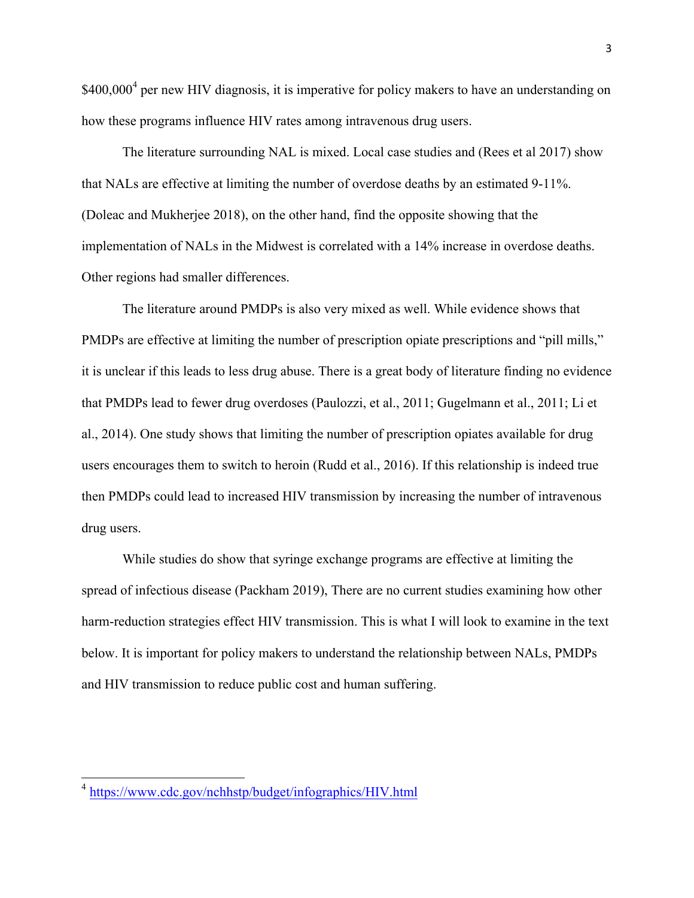$400,000[4] per new HIV diagnosis, it is imperative for policy makers to have an understanding on how these programs influence HIV rates among intravenous drug users.

The literature surrounding NAL is mixed. Local case studies and (Rees et al 2017) show that NALs are effective at limiting the number of overdose deaths by an estimated 9-11%. (Doleac and Mukherjee 2018), on the other hand, find the opposite showing that the implementation of NALs in the Midwest is correlated with a 14% increase in overdose deaths. Other regions had smaller differences.

The literature around PMDPs is also very mixed as well. While evidence shows that PMDPs are effective at limiting the number of prescription opiate prescriptions and "pill mills," it is unclear if this leads to less drug abuse. There is a great body of literature finding no evidence that PMDPs lead to fewer drug overdoses (Paulozzi, et al., 2011; Gugelmann et al., 2011; Li et al., 2014). One study shows that limiting the number of prescription opiates available for drug users encourages them to switch to heroin (Rudd et al., 2016). If this relationship is indeed true then PMDPs could lead to increased HIV transmission by increasing the number of intravenous drug users.

While studies do show that syringe exchange programs are effective at limiting the spread of infectious disease (Packham 2019), There are no current studies examining how other harm-reduction strategies effect HIV transmission. This is what I will look to examine in the text below. It is important for policy makers to understand the relationship between NALs, PMDPs and HIV transmission to reduce public cost and human suffering.

[4] https://www.cdc.gov/nchhstp/budget/infographics/HIV.html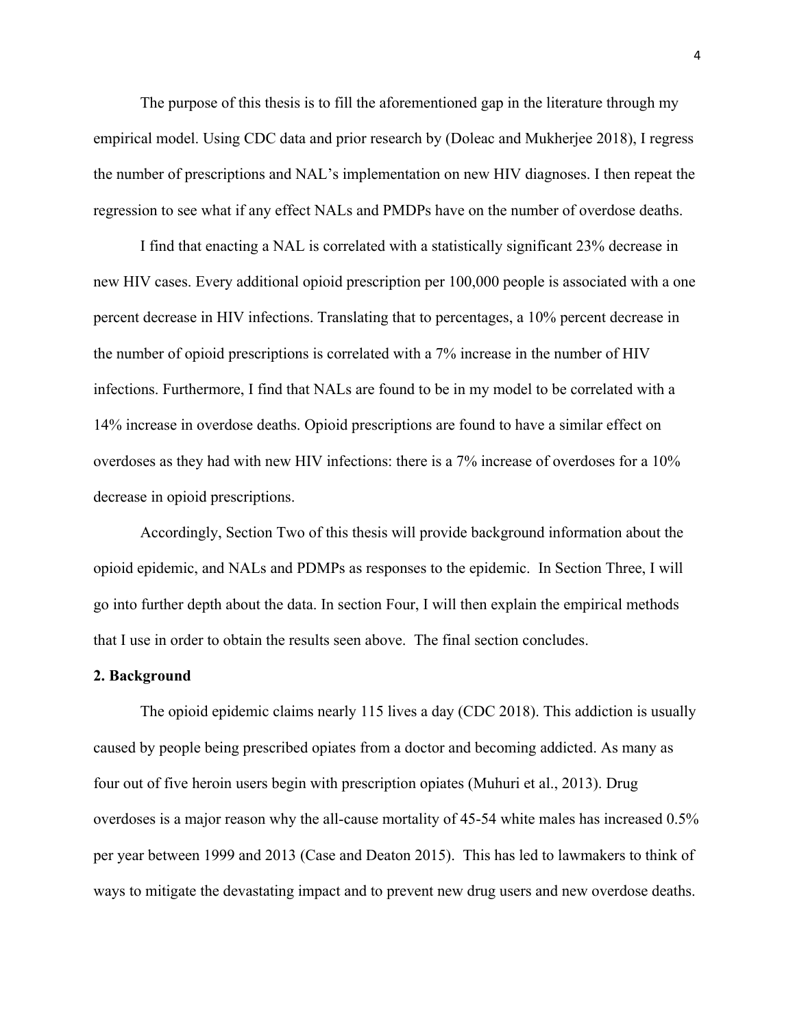The purpose of this thesis is to fill the aforementioned gap in the literature through my empirical model. Using CDC data and prior research by (Doleac and Mukherjee 2018), I regress the number of prescriptions and NAL's implementation on new HIV diagnoses. I then repeat the regression to see what if any effect NALs and PMDPs have on the number of overdose deaths.

I find that enacting a NAL is correlated with a statistically significant 23% decrease in new HIV cases. Every additional opioid prescription per 100,000 people is associated with a one percent decrease in HIV infections. Translating that to percentages, a 10% percent decrease in the number of opioid prescriptions is correlated with a 7% increase in the number of HIV infections. Furthermore, I find that NALs are found to be in my model to be correlated with a 14% increase in overdose deaths. Opioid prescriptions are found to have a similar effect on overdoses as they had with new HIV infections: there is a 7% increase of overdoses for a 10% decrease in opioid prescriptions.

Accordingly, Section Two of this thesis will provide background information about the opioid epidemic, and NALs and PDMPs as responses to the epidemic. In Section Three, I will go into further depth about the data. In section Four, I will then explain the empirical methods that I use in order to obtain the results seen above. The final section concludes.

## 2. Background

The opioid epidemic claims nearly 115 lives a day (CDC 2018). This addiction is usually caused by people being prescribed opiates from a doctor and becoming addicted. As many as four out of five heroin users begin with prescription opiates (Muhuri et al., 2013). Drug overdoses is a major reason why the all-cause mortality of 45-54 white males has increased 0.5% per year between 1999 and 2013 (Case and Deaton 2015). This has led to lawmakers to think of ways to mitigate the devastating impact and to prevent new drug users and new overdose deaths.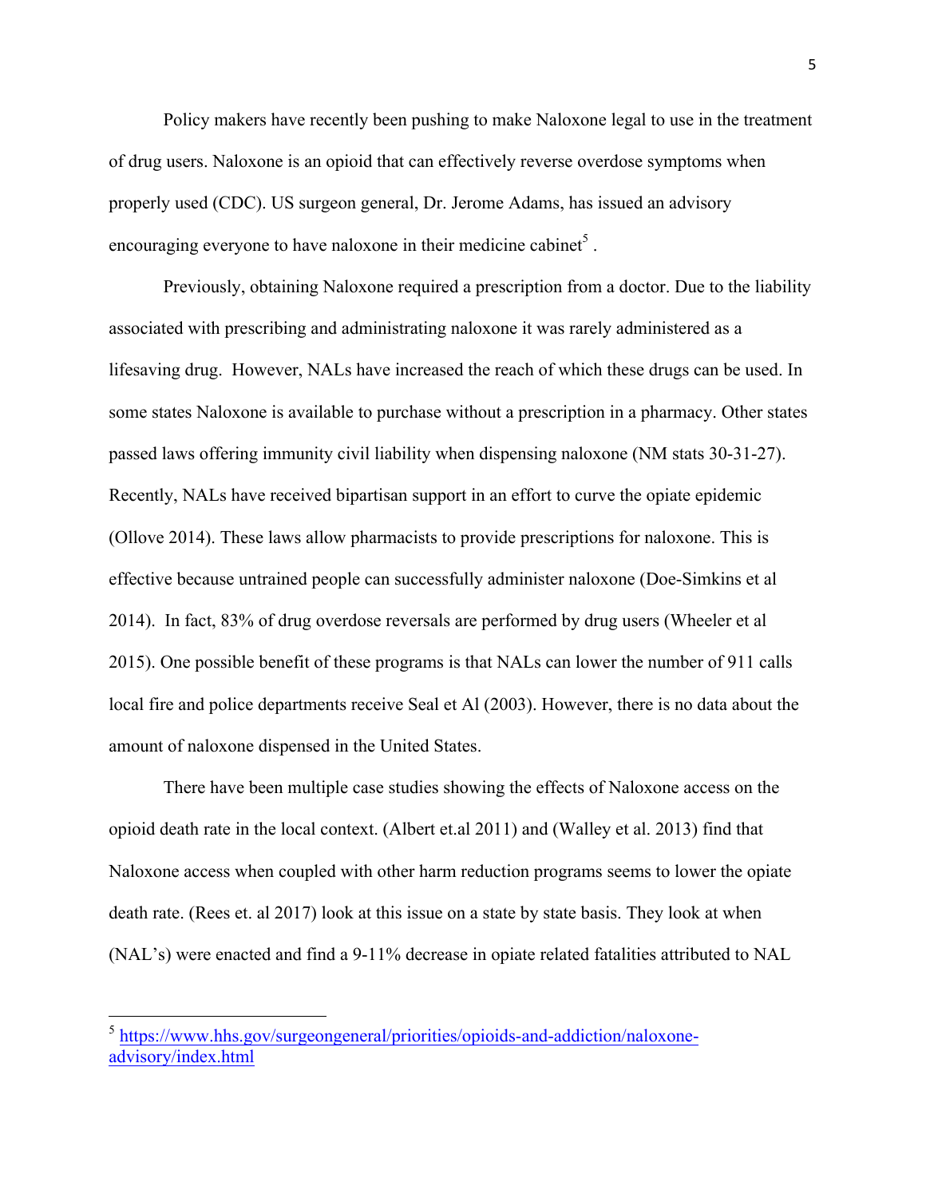Policy makers have recently been pushing to make Naloxone legal to use in the treatment of drug users. Naloxone is an opioid that can effectively reverse overdose symptoms when properly used (CDC). US surgeon general, Dr. Jerome Adams, has issued an advisory encouraging everyone to have naloxone in their medicine cabinet[5] .

Previously, obtaining Naloxone required a prescription from a doctor. Due to the liability associated with prescribing and administrating naloxone it was rarely administered as a lifesaving drug. However, NALs have increased the reach of which these drugs can be used. In some states Naloxone is available to purchase without a prescription in a pharmacy. Other states passed laws offering immunity civil liability when dispensing naloxone (NM stats 30-31-27). Recently, NALs have received bipartisan support in an effort to curve the opiate epidemic (Ollove 2014). These laws allow pharmacists to provide prescriptions for naloxone. This is effective because untrained people can successfully administer naloxone (Doe-Simkins et al 2014). In fact, 83% of drug overdose reversals are performed by drug users (Wheeler et al 2015). One possible benefit of these programs is that NALs can lower the number of 911 calls local fire and police departments receive Seal et Al (2003). However, there is no data about the amount of naloxone dispensed in the United States.

There have been multiple case studies showing the effects of Naloxone access on the opioid death rate in the local context. (Albert et.al 2011) and (Walley et al. 2013) find that Naloxone access when coupled with other harm reduction programs seems to lower the opiate death rate. (Rees et. al 2017) look at this issue on a state by state basis. They look at when (NAL's) were enacted and find a 9-11% decrease in opiate related fatalities attributed to NAL

---

[5] https://www.hhs.gov/surgeongeneral/priorities/opioids-and-addiction/naloxone-advisory/index.html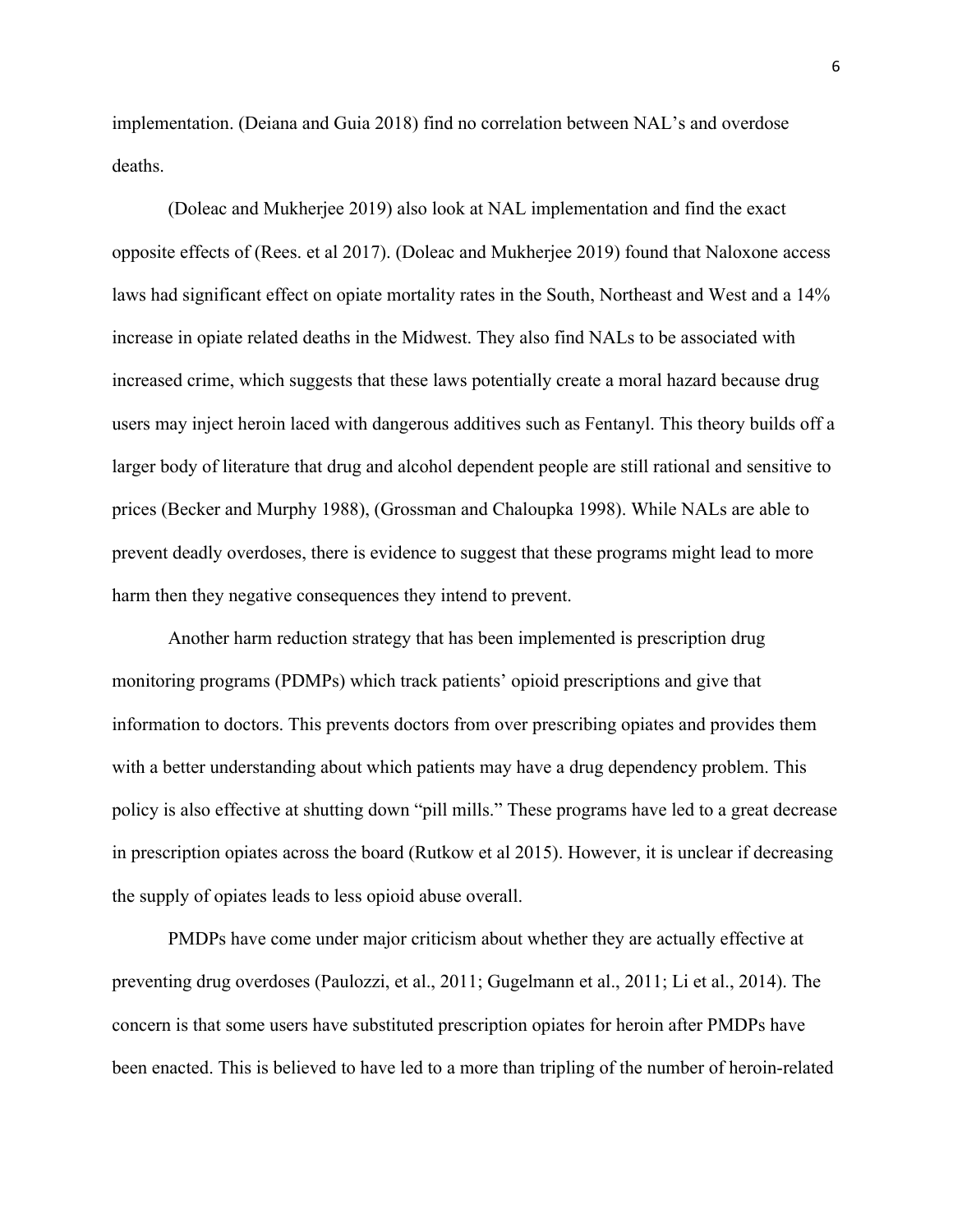implementation. (Deiana and Guia 2018) find no correlation between NAL's and overdose deaths.

(Doleac and Mukherjee 2019) also look at NAL implementation and find the exact opposite effects of (Rees. et al 2017). (Doleac and Mukherjee 2019) found that Naloxone access laws had significant effect on opiate mortality rates in the South, Northeast and West and a 14% increase in opiate related deaths in the Midwest. They also find NALs to be associated with increased crime, which suggests that these laws potentially create a moral hazard because drug users may inject heroin laced with dangerous additives such as Fentanyl. This theory builds off a larger body of literature that drug and alcohol dependent people are still rational and sensitive to prices (Becker and Murphy 1988), (Grossman and Chaloupka 1998). While NALs are able to prevent deadly overdoses, there is evidence to suggest that these programs might lead to more harm then they negative consequences they intend to prevent.

Another harm reduction strategy that has been implemented is prescription drug monitoring programs (PDMPs) which track patients' opioid prescriptions and give that information to doctors. This prevents doctors from over prescribing opiates and provides them with a better understanding about which patients may have a drug dependency problem. This policy is also effective at shutting down "pill mills." These programs have led to a great decrease in prescription opiates across the board (Rutkow et al 2015). However, it is unclear if decreasing the supply of opiates leads to less opioid abuse overall.

PMDPs have come under major criticism about whether they are actually effective at preventing drug overdoses (Paulozzi, et al., 2011; Gugelmann et al., 2011; Li et al., 2014). The concern is that some users have substituted prescription opiates for heroin after PMDPs have been enacted. This is believed to have led to a more than tripling of the number of heroin-related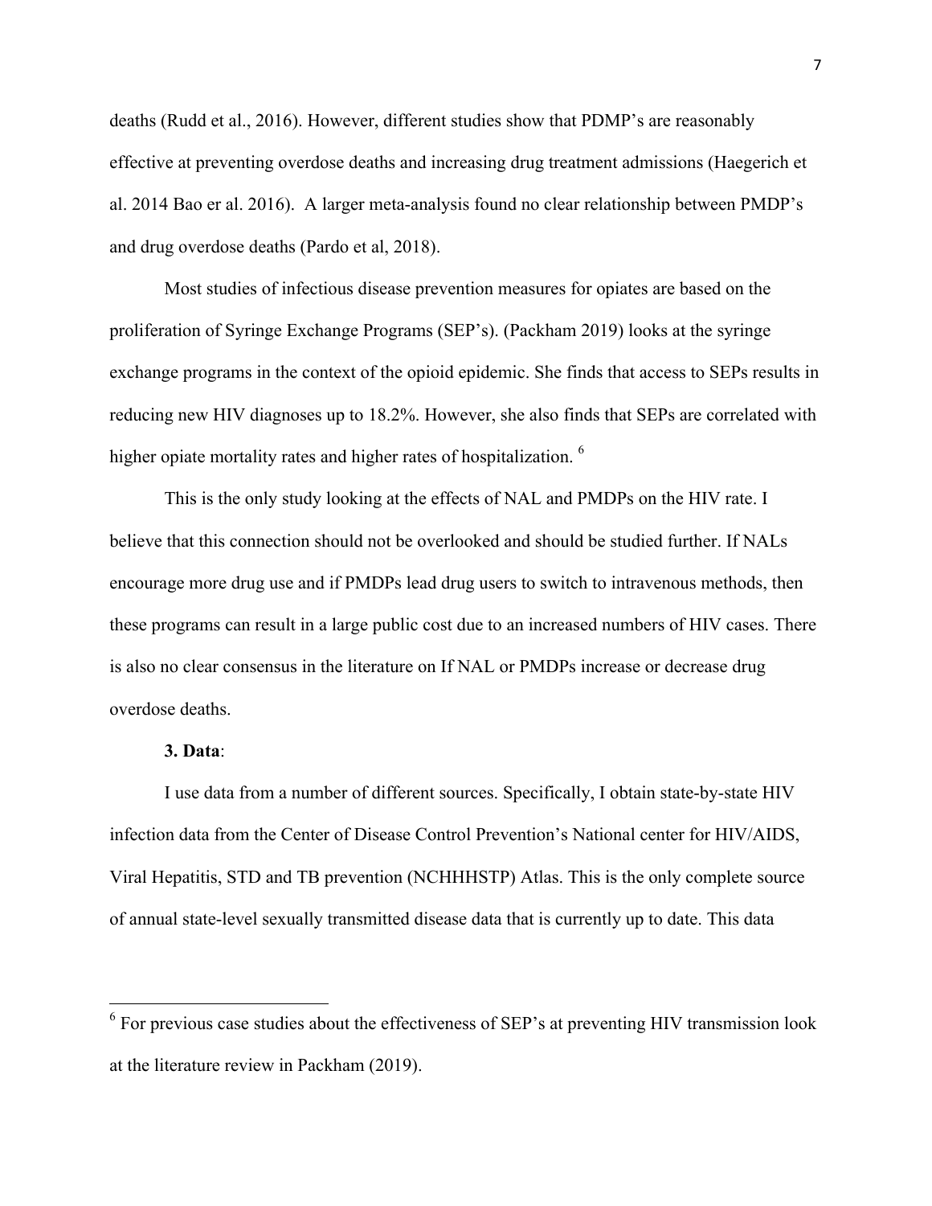deaths (Rudd et al., 2016). However, different studies show that PDMP's are reasonably effective at preventing overdose deaths and increasing drug treatment admissions (Haegerich et al. 2014 Bao er al. 2016). A larger meta-analysis found no clear relationship between PMDP's and drug overdose deaths (Pardo et al, 2018).

Most studies of infectious disease prevention measures for opiates are based on the proliferation of Syringe Exchange Programs (SEP's). (Packham 2019) looks at the syringe exchange programs in the context of the opioid epidemic. She finds that access to SEPs results in reducing new HIV diagnoses up to 18.2%. However, she also finds that SEPs are correlated with higher opiate mortality rates and higher rates of hospitalization. [6]

This is the only study looking at the effects of NAL and PMDPs on the HIV rate. I believe that this connection should not be overlooked and should be studied further. If NALs encourage more drug use and if PMDPs lead drug users to switch to intravenous methods, then these programs can result in a large public cost due to an increased numbers of HIV cases. There is also no clear consensus in the literature on If NAL or PMDPs increase or decrease drug overdose deaths.

**3. Data**:

I use data from a number of different sources. Specifically, I obtain state-by-state HIV infection data from the Center of Disease Control Prevention's National center for HIV/AIDS, Viral Hepatitis, STD and TB prevention (NCHHHSTP) Atlas. This is the only complete source of annual state-level sexually transmitted disease data that is currently up to date. This data

[6] For previous case studies about the effectiveness of SEP's at preventing HIV transmission look at the literature review in Packham (2019).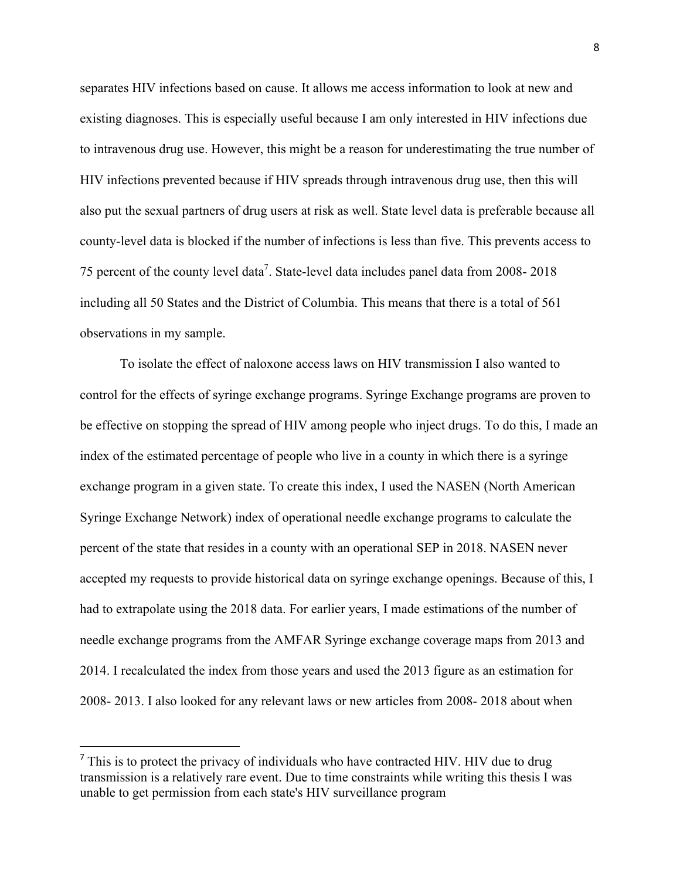separates HIV infections based on cause. It allows me access information to look at new and existing diagnoses. This is especially useful because I am only interested in HIV infections due to intravenous drug use. However, this might be a reason for underestimating the true number of HIV infections prevented because if HIV spreads through intravenous drug use, then this will also put the sexual partners of drug users at risk as well. State level data is preferable because all county-level data is blocked if the number of infections is less than five. This prevents access to 75 percent of the county level data[7]. State-level data includes panel data from 2008- 2018 including all 50 States and the District of Columbia. This means that there is a total of 561 observations in my sample.

To isolate the effect of naloxone access laws on HIV transmission I also wanted to control for the effects of syringe exchange programs. Syringe Exchange programs are proven to be effective on stopping the spread of HIV among people who inject drugs. To do this, I made an index of the estimated percentage of people who live in a county in which there is a syringe exchange program in a given state. To create this index, I used the NASEN (North American Syringe Exchange Network) index of operational needle exchange programs to calculate the percent of the state that resides in a county with an operational SEP in 2018. NASEN never accepted my requests to provide historical data on syringe exchange openings. Because of this, I had to extrapolate using the 2018 data. For earlier years, I made estimations of the number of needle exchange programs from the AMFAR Syringe exchange coverage maps from 2013 and 2014. I recalculated the index from those years and used the 2013 figure as an estimation for 2008- 2013. I also looked for any relevant laws or new articles from 2008- 2018 about when

[7] This is to protect the privacy of individuals who have contracted HIV. HIV due to drug transmission is a relatively rare event. Due to time constraints while writing this thesis I was unable to get permission from each state's HIV surveillance program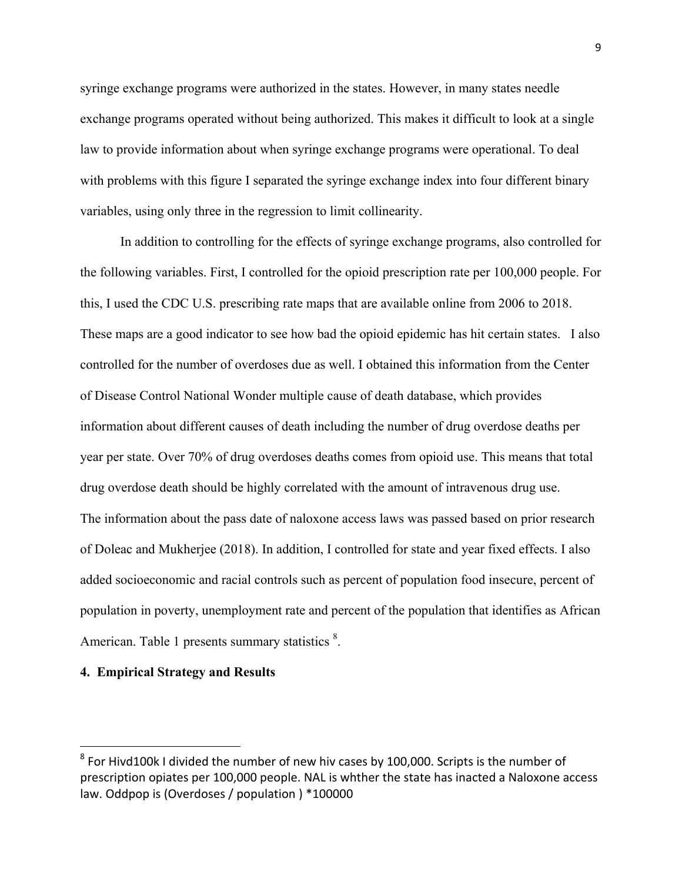syringe exchange programs were authorized in the states. However, in many states needle exchange programs operated without being authorized. This makes it difficult to look at a single law to provide information about when syringe exchange programs were operational. To deal with problems with this figure I separated the syringe exchange index into four different binary variables, using only three in the regression to limit collinearity.

In addition to controlling for the effects of syringe exchange programs, also controlled for the following variables. First, I controlled for the opioid prescription rate per 100,000 people. For this, I used the CDC U.S. prescribing rate maps that are available online from 2006 to 2018. These maps are a good indicator to see how bad the opioid epidemic has hit certain states. I also controlled for the number of overdoses due as well. I obtained this information from the Center of Disease Control National Wonder multiple cause of death database, which provides information about different causes of death including the number of drug overdose deaths per year per state. Over 70% of drug overdoses deaths comes from opioid use. This means that total drug overdose death should be highly correlated with the amount of intravenous drug use. The information about the pass date of naloxone access laws was passed based on prior research of Doleac and Mukherjee (2018). In addition, I controlled for state and year fixed effects. I also added socioeconomic and racial controls such as percent of population food insecure, percent of population in poverty, unemployment rate and percent of the population that identifies as African American. Table 1 presents summary statistics [8].

**4. Empirical Strategy and Results**

---

[8] For Hivd100k I divided the number of new hiv cases by 100,000. Scripts is the number of prescription opiates per 100,000 people. NAL is whther the state has inacted a Naloxone access law. Oddpop is (Overdoses / population ) *100000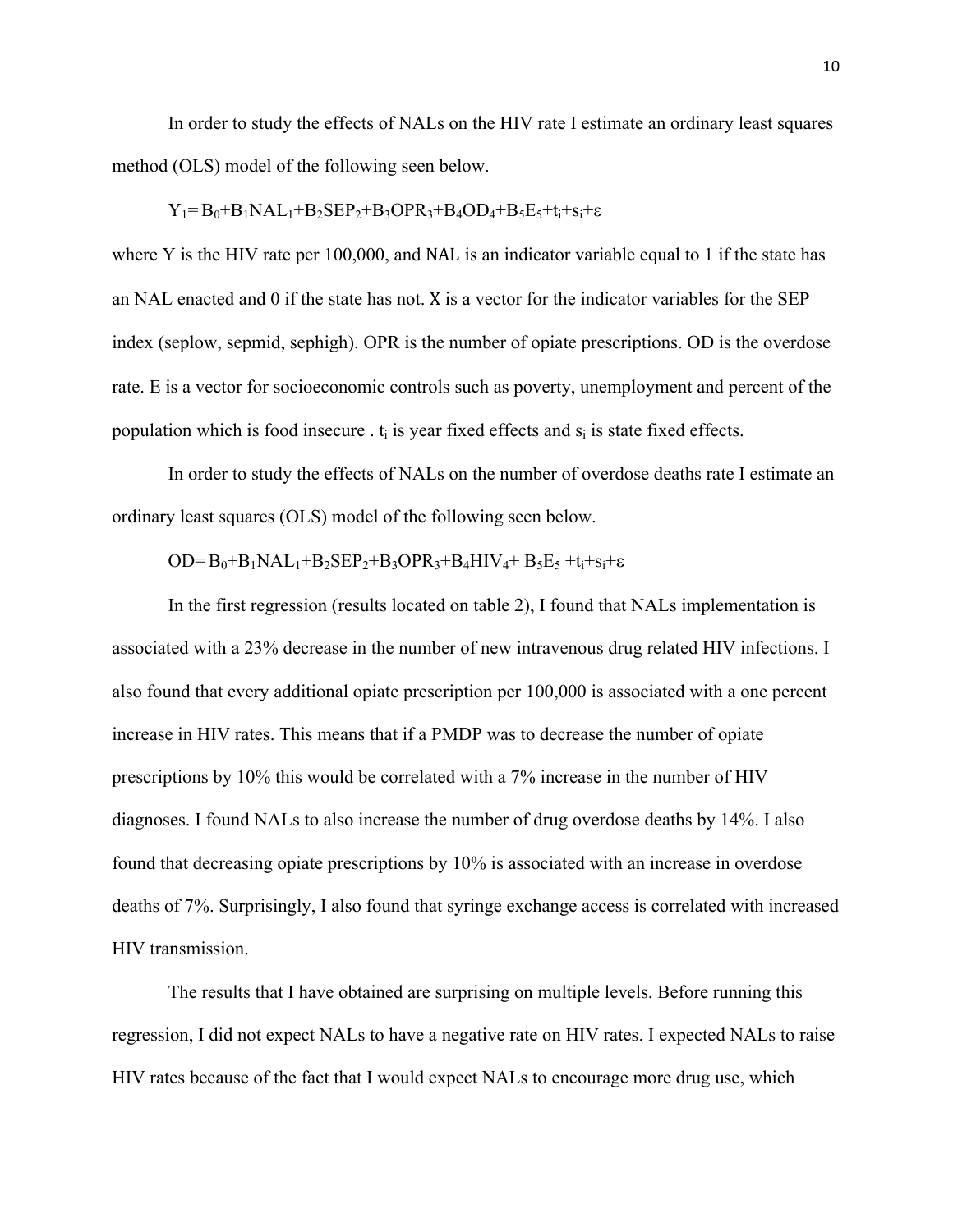In order to study the effects of NALs on the HIV rate I estimate an ordinary least squares method (OLS) model of the following seen below.

$$Y_1 = B_0 + B_1NAL_1 + B_2SEP_2 + B_3OPR_3 + B_4OD_4 + B_5E_5 + t_i + s_i + \varepsilon$$

where Y is the HIV rate per 100,000, and NAL is an indicator variable equal to 1 if the state has an NAL enacted and 0 if the state has not. X is a vector for the indicator variables for the SEP index (seplow, sepmid, sephigh). OPR is the number of opiate prescriptions. OD is the overdose rate. E is a vector for socioeconomic controls such as poverty, unemployment and percent of the population which is food insecure . $t_i$ is year fixed effects and $s_i$ is state fixed effects.

In order to study the effects of NALs on the number of overdose deaths rate I estimate an ordinary least squares (OLS) model of the following seen below.

$$OD = B_0 + B_1NAL_1 + B_2SEP_2 + B_3OPR_3 + B_4HIV_4 + B_5E_5 + t_i + s_i + \varepsilon$$

In the first regression (results located on table 2), I found that NALs implementation is associated with a 23% decrease in the number of new intravenous drug related HIV infections. I also found that every additional opiate prescription per 100,000 is associated with a one percent increase in HIV rates. This means that if a PMDP was to decrease the number of opiate prescriptions by 10% this would be correlated with a 7% increase in the number of HIV diagnoses. I found NALs to also increase the number of drug overdose deaths by 14%. I also found that decreasing opiate prescriptions by 10% is associated with an increase in overdose deaths of 7%. Surprisingly, I also found that syringe exchange access is correlated with increased HIV transmission.

The results that I have obtained are surprising on multiple levels. Before running this regression, I did not expect NALs to have a negative rate on HIV rates. I expected NALs to raise HIV rates because of the fact that I would expect NALs to encourage more drug use, which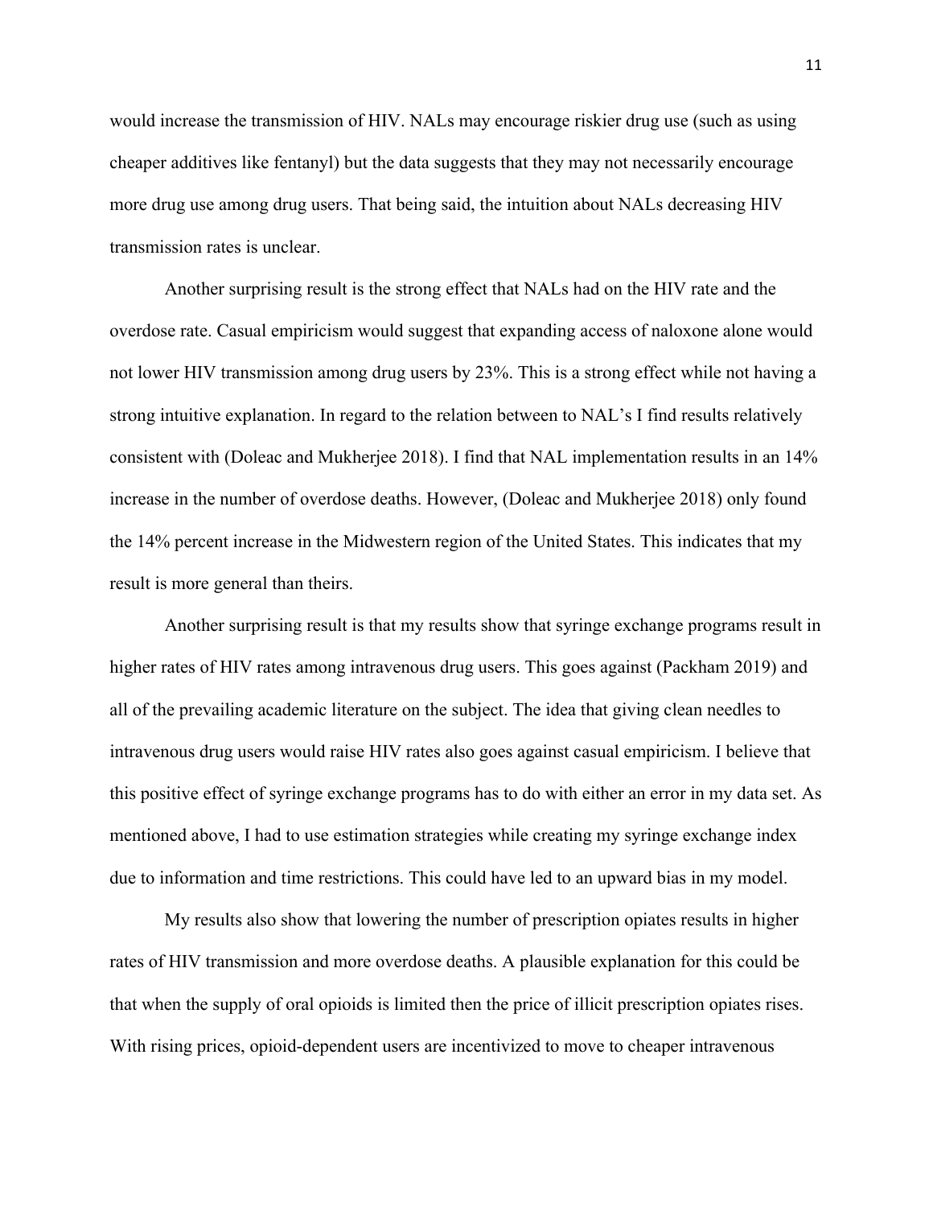would increase the transmission of HIV. NALs may encourage riskier drug use (such as using cheaper additives like fentanyl) but the data suggests that they may not necessarily encourage more drug use among drug users. That being said, the intuition about NALs decreasing HIV transmission rates is unclear.

Another surprising result is the strong effect that NALs had on the HIV rate and the overdose rate. Casual empiricism would suggest that expanding access of naloxone alone would not lower HIV transmission among drug users by 23%. This is a strong effect while not having a strong intuitive explanation. In regard to the relation between to NAL's I find results relatively consistent with (Doleac and Mukherjee 2018). I find that NAL implementation results in an 14% increase in the number of overdose deaths. However, (Doleac and Mukherjee 2018) only found the 14% percent increase in the Midwestern region of the United States. This indicates that my result is more general than theirs.

Another surprising result is that my results show that syringe exchange programs result in higher rates of HIV rates among intravenous drug users. This goes against (Packham 2019) and all of the prevailing academic literature on the subject. The idea that giving clean needles to intravenous drug users would raise HIV rates also goes against casual empiricism. I believe that this positive effect of syringe exchange programs has to do with either an error in my data set. As mentioned above, I had to use estimation strategies while creating my syringe exchange index due to information and time restrictions. This could have led to an upward bias in my model.

My results also show that lowering the number of prescription opiates results in higher rates of HIV transmission and more overdose deaths. A plausible explanation for this could be that when the supply of oral opioids is limited then the price of illicit prescription opiates rises. With rising prices, opioid-dependent users are incentivized to move to cheaper intravenous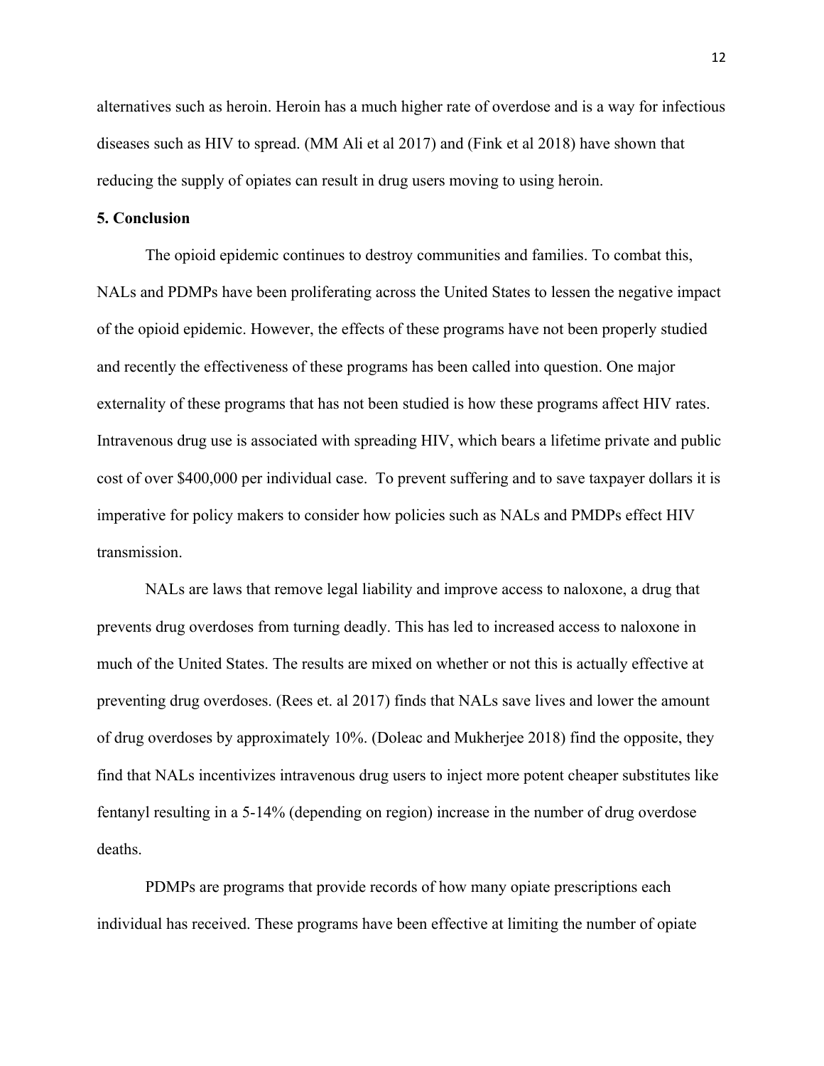alternatives such as heroin. Heroin has a much higher rate of overdose and is a way for infectious diseases such as HIV to spread. (MM Ali et al 2017) and (Fink et al 2018) have shown that reducing the supply of opiates can result in drug users moving to using heroin.

## 5. Conclusion

The opioid epidemic continues to destroy communities and families. To combat this, NALs and PDMPs have been proliferating across the United States to lessen the negative impact of the opioid epidemic. However, the effects of these programs have not been properly studied and recently the effectiveness of these programs has been called into question. One major externality of these programs that has not been studied is how these programs affect HIV rates. Intravenous drug use is associated with spreading HIV, which bears a lifetime private and public cost of over $400,000 per individual case. To prevent suffering and to save taxpayer dollars it is imperative for policy makers to consider how policies such as NALs and PMDPs effect HIV transmission.

NALs are laws that remove legal liability and improve access to naloxone, a drug that prevents drug overdoses from turning deadly. This has led to increased access to naloxone in much of the United States. The results are mixed on whether or not this is actually effective at preventing drug overdoses. (Rees et. al 2017) finds that NALs save lives and lower the amount of drug overdoses by approximately 10%. (Doleac and Mukherjee 2018) find the opposite, they find that NALs incentivizes intravenous drug users to inject more potent cheaper substitutes like fentanyl resulting in a 5-14% (depending on region) increase in the number of drug overdose deaths.

PDMPs are programs that provide records of how many opiate prescriptions each individual has received. These programs have been effective at limiting the number of opiate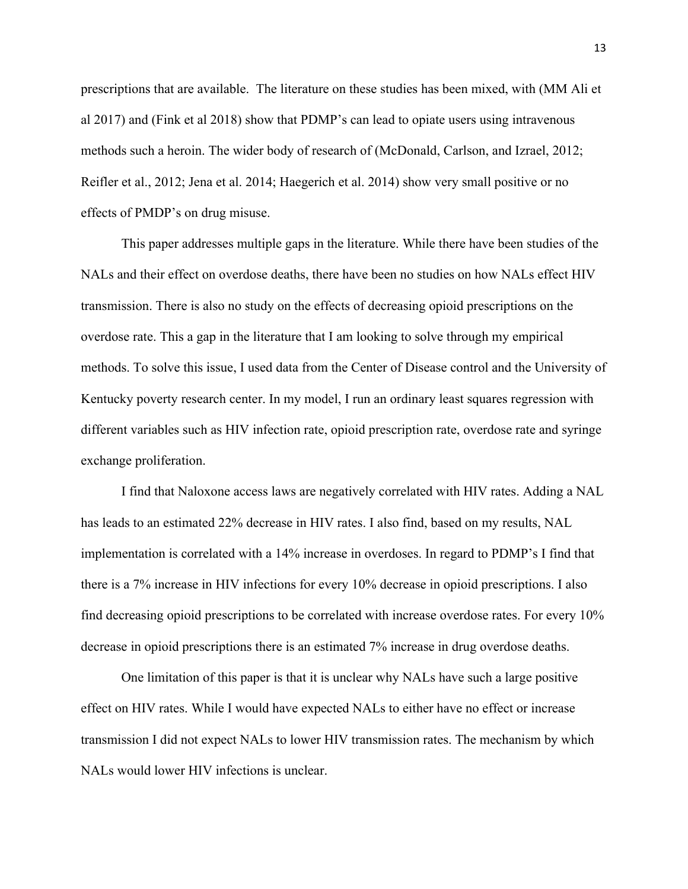prescriptions that are available. The literature on these studies has been mixed, with (MM Ali et al 2017) and (Fink et al 2018) show that PDMP's can lead to opiate users using intravenous methods such a heroin. The wider body of research of (McDonald, Carlson, and Izrael, 2012; Reifler et al., 2012; Jena et al. 2014; Haegerich et al. 2014) show very small positive or no effects of PMDP's on drug misuse.

This paper addresses multiple gaps in the literature. While there have been studies of the NALs and their effect on overdose deaths, there have been no studies on how NALs effect HIV transmission. There is also no study on the effects of decreasing opioid prescriptions on the overdose rate. This a gap in the literature that I am looking to solve through my empirical methods. To solve this issue, I used data from the Center of Disease control and the University of Kentucky poverty research center. In my model, I run an ordinary least squares regression with different variables such as HIV infection rate, opioid prescription rate, overdose rate and syringe exchange proliferation.

I find that Naloxone access laws are negatively correlated with HIV rates. Adding a NAL has leads to an estimated 22% decrease in HIV rates. I also find, based on my results, NAL implementation is correlated with a 14% increase in overdoses. In regard to PDMP's I find that there is a 7% increase in HIV infections for every 10% decrease in opioid prescriptions. I also find decreasing opioid prescriptions to be correlated with increase overdose rates. For every 10% decrease in opioid prescriptions there is an estimated 7% increase in drug overdose deaths.

One limitation of this paper is that it is unclear why NALs have such a large positive effect on HIV rates. While I would have expected NALs to either have no effect or increase transmission I did not expect NALs to lower HIV transmission rates. The mechanism by which NALs would lower HIV infections is unclear.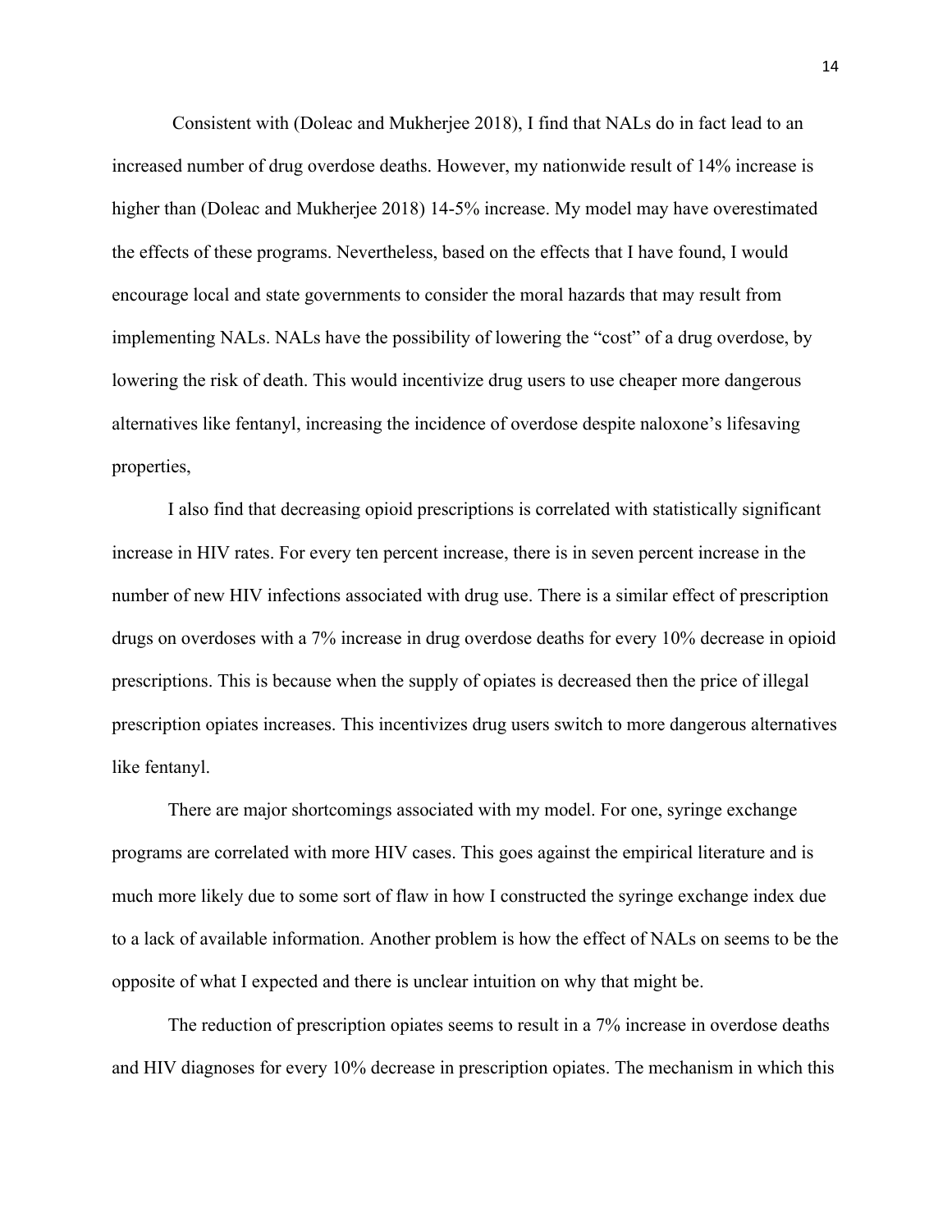Consistent with (Doleac and Mukherjee 2018), I find that NALs do in fact lead to an increased number of drug overdose deaths. However, my nationwide result of 14% increase is higher than (Doleac and Mukherjee 2018) 14-5% increase. My model may have overestimated the effects of these programs. Nevertheless, based on the effects that I have found, I would encourage local and state governments to consider the moral hazards that may result from implementing NALs. NALs have the possibility of lowering the "cost" of a drug overdose, by lowering the risk of death. This would incentivize drug users to use cheaper more dangerous alternatives like fentanyl, increasing the incidence of overdose despite naloxone's lifesaving properties,

I also find that decreasing opioid prescriptions is correlated with statistically significant increase in HIV rates. For every ten percent increase, there is in seven percent increase in the number of new HIV infections associated with drug use. There is a similar effect of prescription drugs on overdoses with a 7% increase in drug overdose deaths for every 10% decrease in opioid prescriptions. This is because when the supply of opiates is decreased then the price of illegal prescription opiates increases. This incentivizes drug users switch to more dangerous alternatives like fentanyl.

There are major shortcomings associated with my model. For one, syringe exchange programs are correlated with more HIV cases. This goes against the empirical literature and is much more likely due to some sort of flaw in how I constructed the syringe exchange index due to a lack of available information. Another problem is how the effect of NALs on seems to be the opposite of what I expected and there is unclear intuition on why that might be.

The reduction of prescription opiates seems to result in a 7% increase in overdose deaths and HIV diagnoses for every 10% decrease in prescription opiates. The mechanism in which this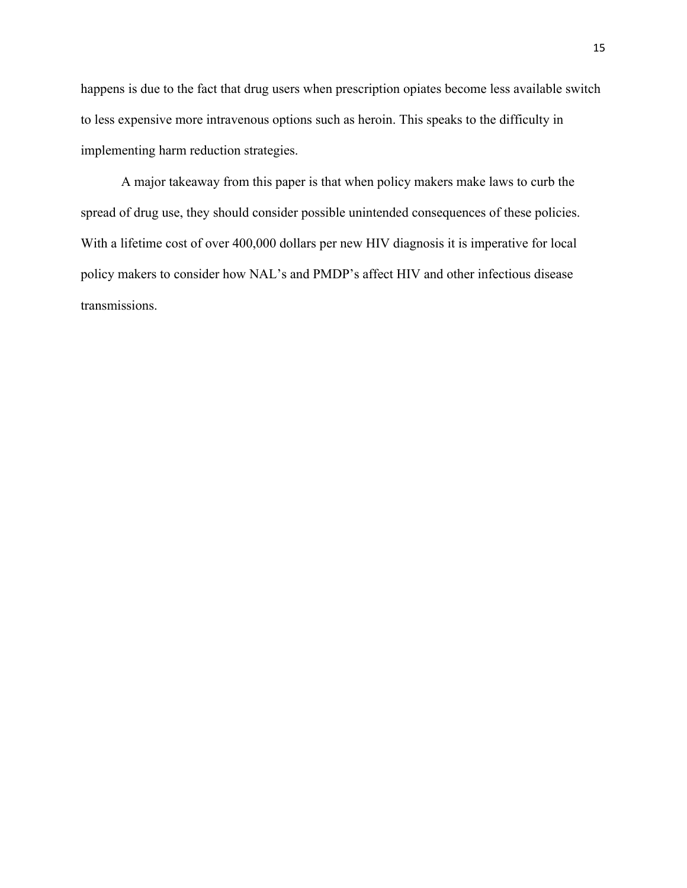happens is due to the fact that drug users when prescription opiates become less available switch to less expensive more intravenous options such as heroin. This speaks to the difficulty in implementing harm reduction strategies.

A major takeaway from this paper is that when policy makers make laws to curb the spread of drug use, they should consider possible unintended consequences of these policies. With a lifetime cost of over 400,000 dollars per new HIV diagnosis it is imperative for local policy makers to consider how NAL's and PMDP's affect HIV and other infectious disease transmissions.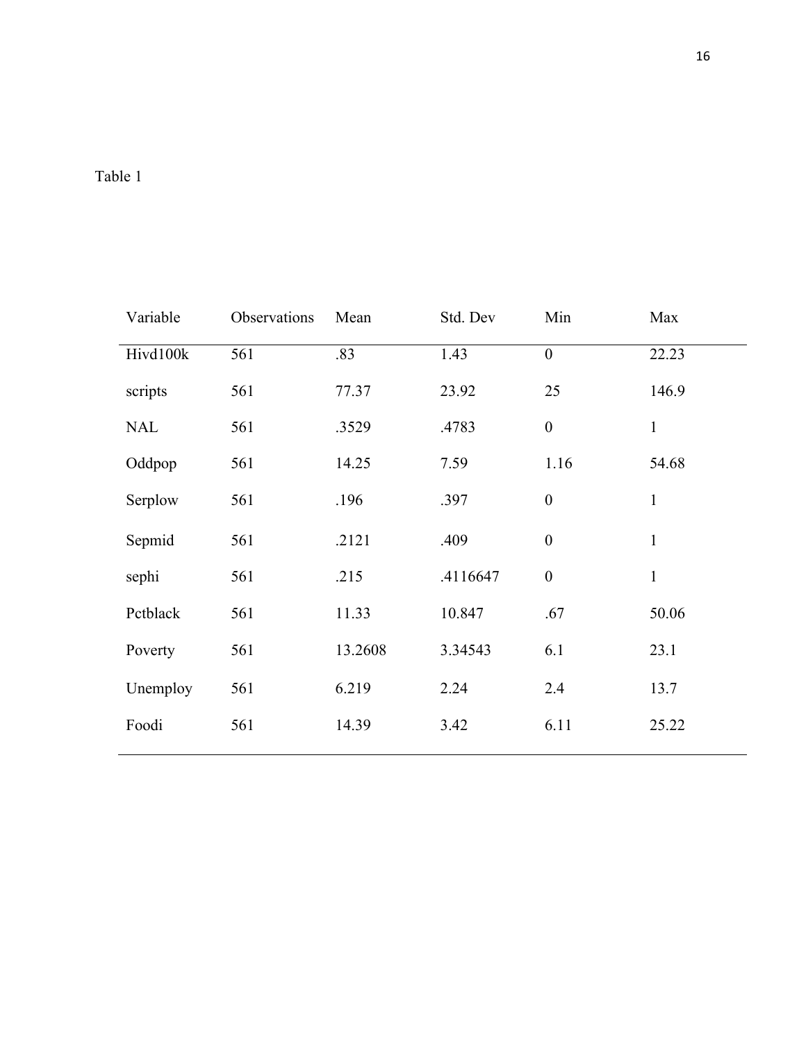Table 1

| Variable | Observations | Mean | Std. Dev | Min | Max |
|---|---|---|---|---|---|
| Hivd100k | 561 | .83 | 1.43 | 0 | 22.23 |
| scripts | 561 | 77.37 | 23.92 | 25 | 146.9 |
| NAL | 561 | .3529 | .4783 | 0 | 1 |
| Oddpop | 561 | 14.25 | 7.59 | 1.16 | 54.68 |
| Serplow | 561 | .196 | .397 | 0 | 1 |
| Sepmid | 561 | .2121 | .409 | 0 | 1 |
| sephi | 561 | .215 | .4116647 | 0 | 1 |
| Pctblack | 561 | 11.33 | 10.847 | .67 | 50.06 |
| Poverty | 561 | 13.2608 | 3.34543 | 6.1 | 23.1 |
| Unemploy | 561 | 6.219 | 2.24 | 2.4 | 13.7 |
| Foodi | 561 | 14.39 | 3.42 | 6.11 | 25.22 |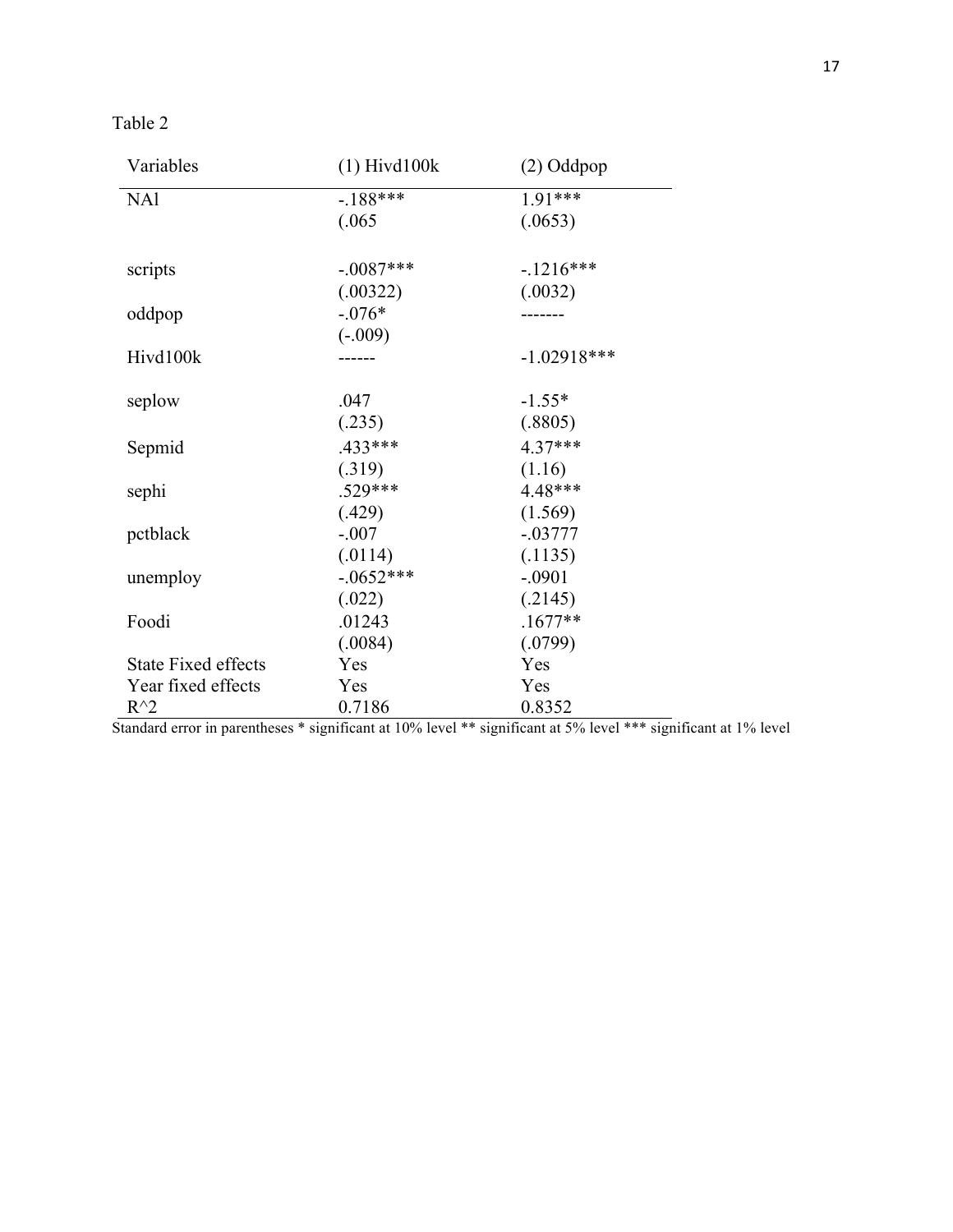Table 2

| Variables | (1) Hivd100k | (2) Oddpop |
|---|---|---|
| NAl | -.188*** | 1.91*** |
| | (.065 | (.0653) |
| scripts | -.0087*** | -.1216*** |
| | (.00322) | (.0032) |
| oddpop | -.076* | ------- |
| | (-.009) | |
| Hivd100k | ------ | -1.02918*** |
| seplow | .047 | -1.55* |
| | (.235) | (.8805) |
| Sepmid | .433*** | 4.37*** |
| | (.319) | (1.16) |
| sephi | .529*** | 4.48*** |
| | (.429) | (1.569) |
| pctblack | -.007 | -.03777 |
| | (.0114) | (.1135) |
| unemploy | -.0652*** | -.0901 |
| | (.022) | (.2145) |
| Foodi | .01243 | .1677** |
| | (.0084) | (.0799) |
| State Fixed effects | Yes | Yes |
| Year fixed effects | Yes | Yes |
| R^2 | 0.7186 | 0.8352 |

Standard error in parentheses * significant at 10% level ** significant at 5% level *** significant at 1% level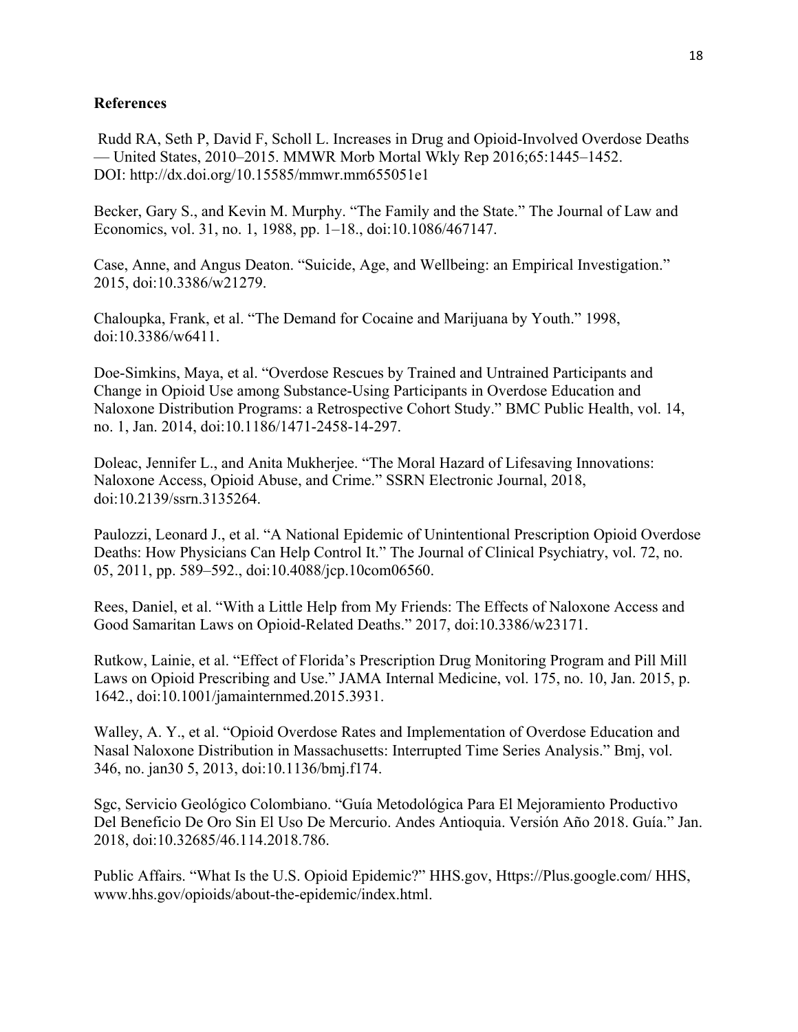**References**

Rudd RA, Seth P, David F, Scholl L. Increases in Drug and Opioid-Involved Overdose Deaths — United States, 2010–2015. MMWR Morb Mortal Wkly Rep 2016;65:1445–1452. DOI: http://dx.doi.org/10.15585/mmwr.mm655051e1

Becker, Gary S., and Kevin M. Murphy. "The Family and the State." The Journal of Law and Economics, vol. 31, no. 1, 1988, pp. 1–18., doi:10.1086/467147.

Case, Anne, and Angus Deaton. "Suicide, Age, and Wellbeing: an Empirical Investigation." 2015, doi:10.3386/w21279.

Chaloupka, Frank, et al. "The Demand for Cocaine and Marijuana by Youth." 1998, doi:10.3386/w6411.

Doe-Simkins, Maya, et al. "Overdose Rescues by Trained and Untrained Participants and Change in Opioid Use among Substance-Using Participants in Overdose Education and Naloxone Distribution Programs: a Retrospective Cohort Study." BMC Public Health, vol. 14, no. 1, Jan. 2014, doi:10.1186/1471-2458-14-297.

Doleac, Jennifer L., and Anita Mukherjee. "The Moral Hazard of Lifesaving Innovations: Naloxone Access, Opioid Abuse, and Crime." SSRN Electronic Journal, 2018, doi:10.2139/ssrn.3135264.

Paulozzi, Leonard J., et al. "A National Epidemic of Unintentional Prescription Opioid Overdose Deaths: How Physicians Can Help Control It." The Journal of Clinical Psychiatry, vol. 72, no. 05, 2011, pp. 589–592., doi:10.4088/jcp.10com06560.

Rees, Daniel, et al. "With a Little Help from My Friends: The Effects of Naloxone Access and Good Samaritan Laws on Opioid-Related Deaths." 2017, doi:10.3386/w23171.

Rutkow, Lainie, et al. "Effect of Florida's Prescription Drug Monitoring Program and Pill Mill Laws on Opioid Prescribing and Use." JAMA Internal Medicine, vol. 175, no. 10, Jan. 2015, p. 1642., doi:10.1001/jamainternmed.2015.3931.

Walley, A. Y., et al. "Opioid Overdose Rates and Implementation of Overdose Education and Nasal Naloxone Distribution in Massachusetts: Interrupted Time Series Analysis." Bmj, vol. 346, no. jan30 5, 2013, doi:10.1136/bmj.f174.

Sgc, Servicio Geológico Colombiano. "Guía Metodológica Para El Mejoramiento Productivo Del Beneficio De Oro Sin El Uso De Mercurio. Andes Antioquia. Versión Año 2018. Guía." Jan. 2018, doi:10.32685/46.114.2018.786.

Public Affairs. "What Is the U.S. Opioid Epidemic?" HHS.gov, Https://Plus.google.com/ HHS, www.hhs.gov/opioids/about-the-epidemic/index.html.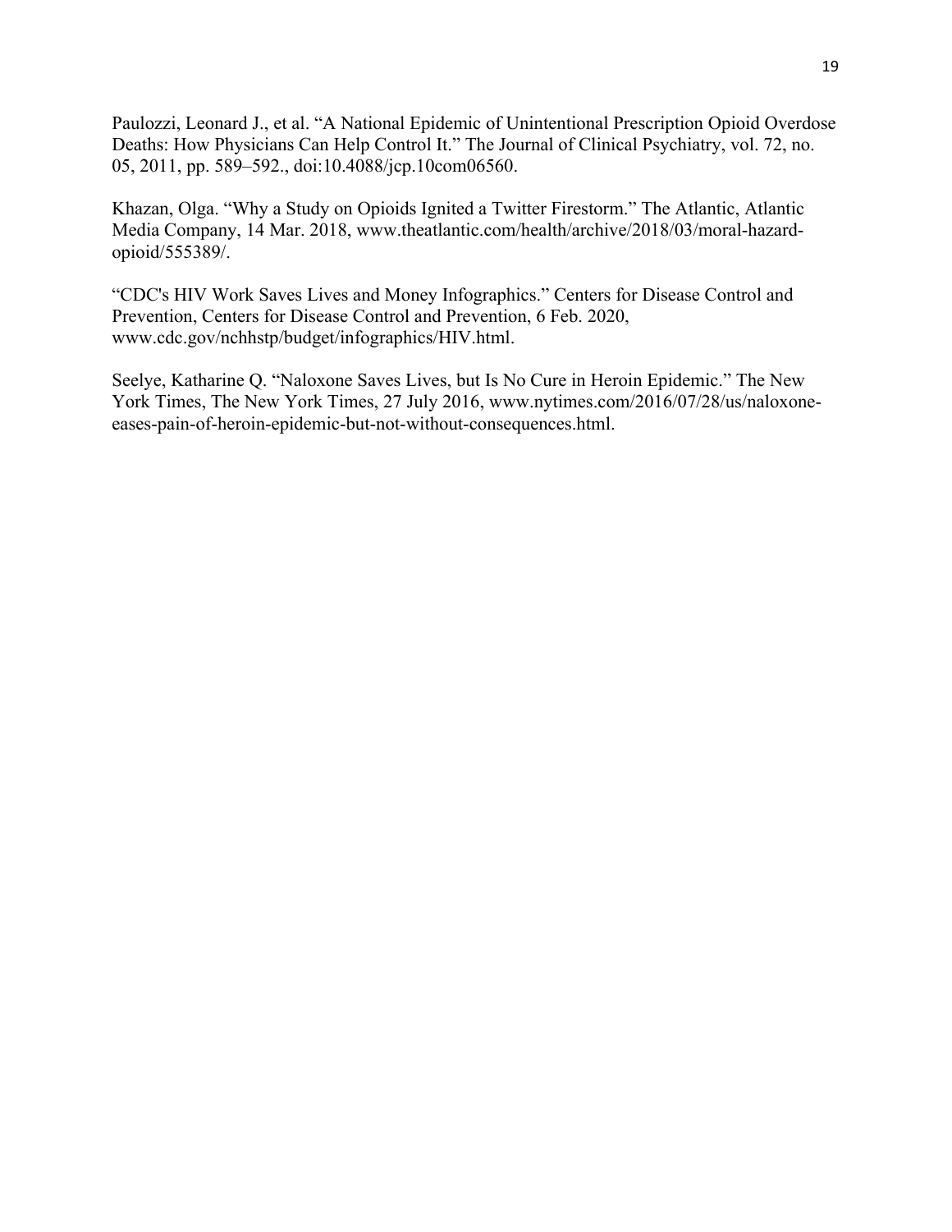Paulozzi, Leonard J., et al. “A National Epidemic of Unintentional Prescription Opioid Overdose Deaths: How Physicians Can Help Control It.” The Journal of Clinical Psychiatry, vol. 72, no. 05, 2011, pp. 589–592., doi:10.4088/jcp.10com06560.

Khazan, Olga. “Why a Study on Opioids Ignited a Twitter Firestorm.” The Atlantic, Atlantic Media Company, 14 Mar. 2018, www.theatlantic.com/health/archive/2018/03/moral-hazard-opioid/555389/.

“CDC's HIV Work Saves Lives and Money Infographics.” Centers for Disease Control and Prevention, Centers for Disease Control and Prevention, 6 Feb. 2020, www.cdc.gov/nchhstp/budget/infographics/HIV.html.

Seelye, Katharine Q. “Naloxone Saves Lives, but Is No Cure in Heroin Epidemic.” The New York Times, The New York Times, 27 July 2016, www.nytimes.com/2016/07/28/us/naloxone-eases-pain-of-heroin-epidemic-but-not-without-consequences.html.